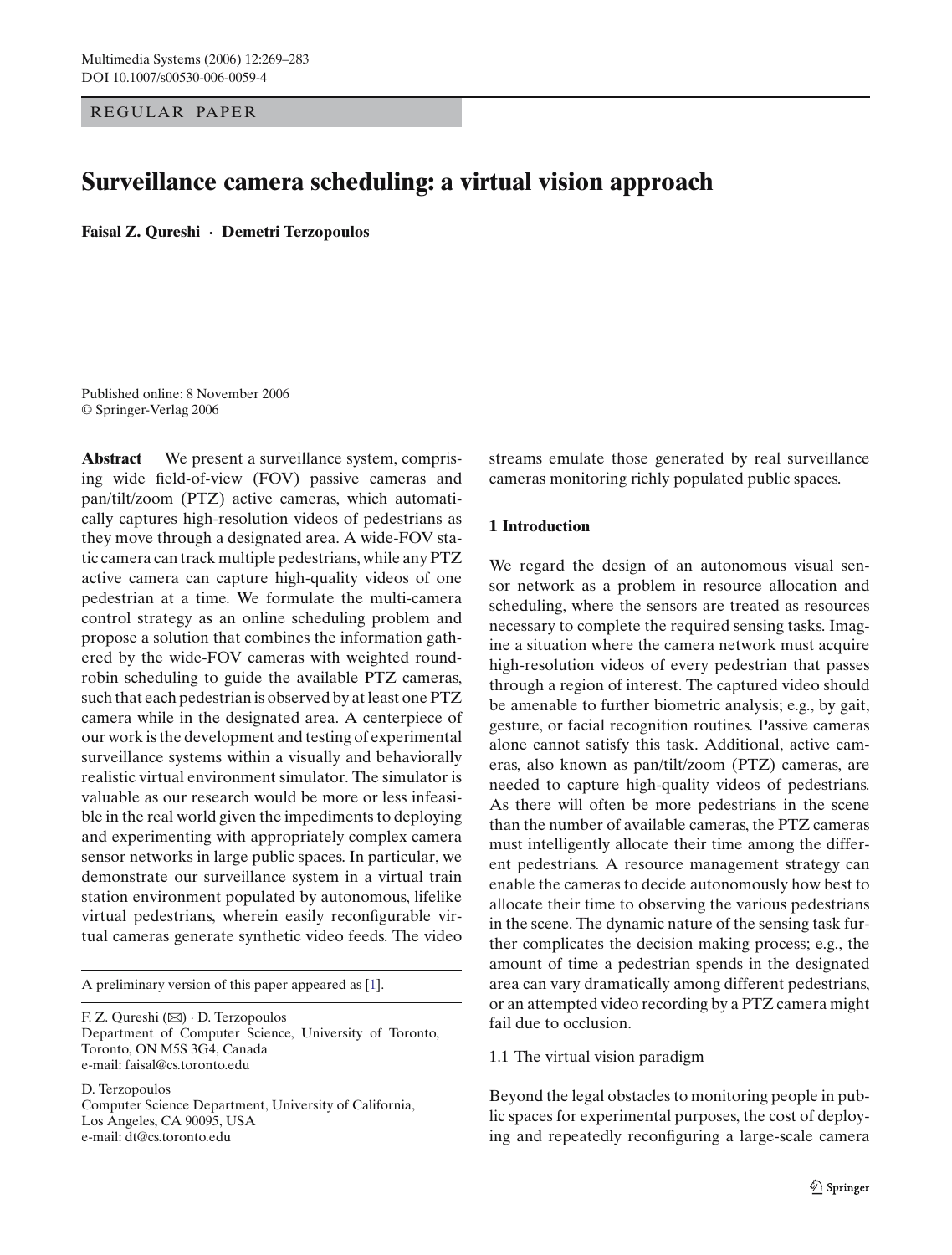REGULAR PAPER

# Surveillance camera scheduling: a virtual vision approach

**Faisal Z. Qureshi · Demetri Terzopoulos**

Published online: 8 November 2006
© Springer-Verlag 2006

**Abstract** We present a surveillance system, comprising wide field-of-view (FOV) passive cameras and pan/tilt/zoom (PTZ) active cameras, which automatically captures high-resolution videos of pedestrians as they move through a designated area. A wide-FOV static camera can track multiple pedestrians, while any PTZ active camera can capture high-quality videos of one pedestrian at a time. We formulate the multi-camera control strategy as an online scheduling problem and propose a solution that combines the information gathered by the wide-FOV cameras with weighted round-robin scheduling to guide the available PTZ cameras, such that each pedestrian is observed by at least one PTZ camera while in the designated area. A centerpiece of our work is the development and testing of experimental surveillance systems within a visually and behaviorally realistic virtual environment simulator. The simulator is valuable as our research would be more or less infeasible in the real world given the impediments to deploying and experimenting with appropriately complex camera sensor networks in large public spaces. In particular, we demonstrate our surveillance system in a virtual train station environment populated by autonomous, lifelike virtual pedestrians, wherein easily reconfigurable virtual cameras generate synthetic video feeds. The video streams emulate those generated by real surveillance cameras monitoring richly populated public spaces.

A preliminary version of this paper appeared as [1].

F. Z. Qureshi (✉) · D. Terzopoulos
Department of Computer Science, University of Toronto, Toronto, ON M5S 3G4, Canada
e-mail: faisal@cs.toronto.edu

D. Terzopoulos
Computer Science Department, University of California, Los Angeles, CA 90095, USA
e-mail: dt@cs.toronto.edu

## 1 Introduction

We regard the design of an autonomous visual sensor network as a problem in resource allocation and scheduling, where the sensors are treated as resources necessary to complete the required sensing tasks. Imagine a situation where the camera network must acquire high-resolution videos of every pedestrian that passes through a region of interest. The captured video should be amenable to further biometric analysis; e.g., by gait, gesture, or facial recognition routines. Passive cameras alone cannot satisfy this task. Additional, active cameras, also known as pan/tilt/zoom (PTZ) cameras, are needed to capture high-quality videos of pedestrians. As there will often be more pedestrians in the scene than the number of available cameras, the PTZ cameras must intelligently allocate their time among the different pedestrians. A resource management strategy can enable the cameras to decide autonomously how best to allocate their time to observing the various pedestrians in the scene. The dynamic nature of the sensing task further complicates the decision making process; e.g., the amount of time a pedestrian spends in the designated area can vary dramatically among different pedestrians, or an attempted video recording by a PTZ camera might fail due to occlusion.

### 1.1 The virtual vision paradigm

Beyond the legal obstacles to monitoring people in public spaces for experimental purposes, the cost of deploying and repeatedly reconfiguring a large-scale camera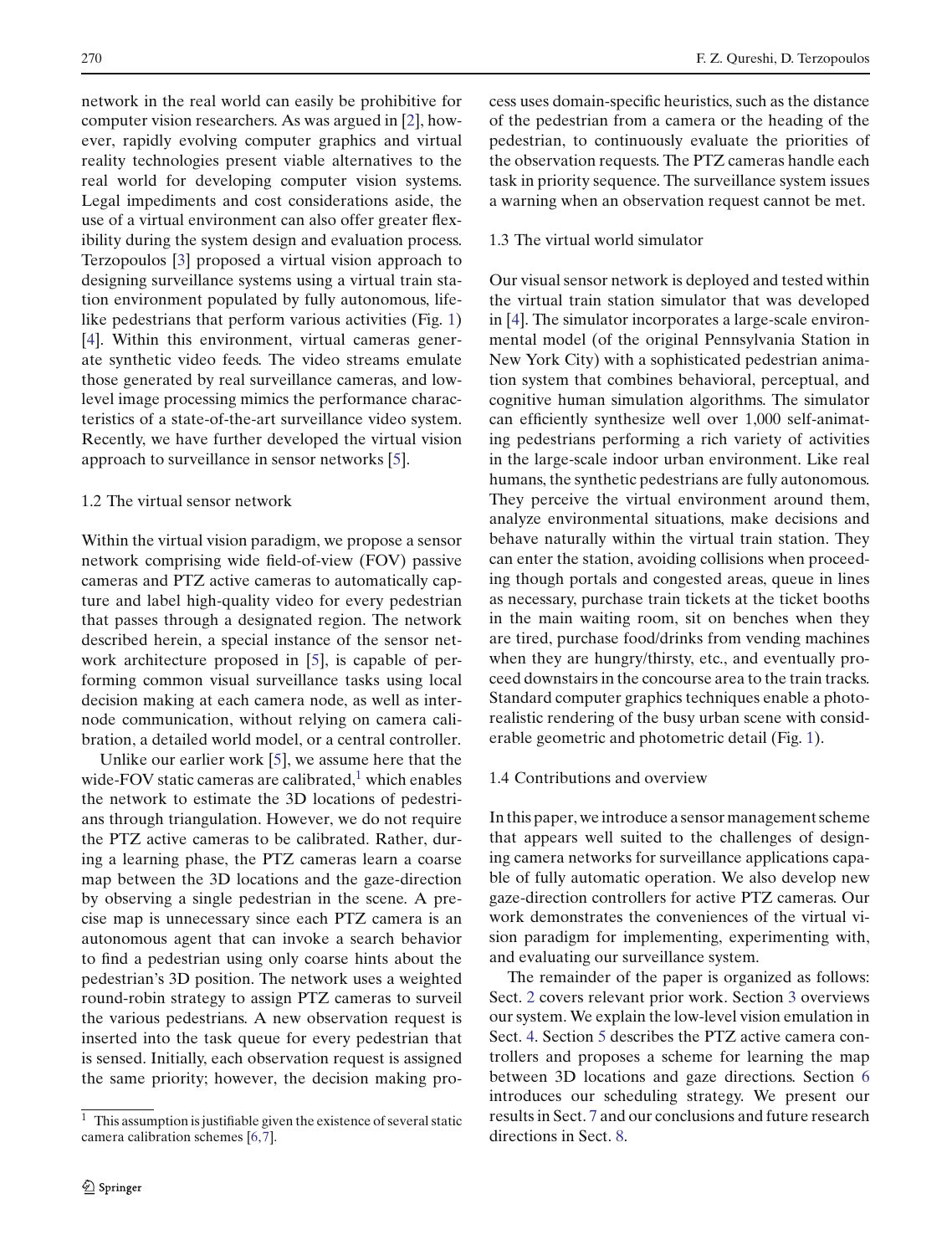network in the real world can easily be prohibitive for computer vision researchers. As was argued in [2], however, rapidly evolving computer graphics and virtual reality technologies present viable alternatives to the real world for developing computer vision systems. Legal impediments and cost considerations aside, the use of a virtual environment can also offer greater flexibility during the system design and evaluation process. Terzopoulos [3] proposed a virtual vision approach to designing surveillance systems using a virtual train station environment populated by fully autonomous, lifelike pedestrians that perform various activities (Fig. 1) [4]. Within this environment, virtual cameras generate synthetic video feeds. The video streams emulate those generated by real surveillance cameras, and low-level image processing mimics the performance characteristics of a state-of-the-art surveillance video system. Recently, we have further developed the virtual vision approach to surveillance in sensor networks [5].

### 1.2 The virtual sensor network

Within the virtual vision paradigm, we propose a sensor network comprising wide field-of-view (FOV) passive cameras and PTZ active cameras to automatically capture and label high-quality video for every pedestrian that passes through a designated region. The network described herein, a special instance of the sensor network architecture proposed in [5], is capable of performing common visual surveillance tasks using local decision making at each camera node, as well as inter-node communication, without relying on camera calibration, a detailed world model, or a central controller.

Unlike our earlier work [5], we assume here that the wide-FOV static cameras are calibrated,[1] which enables the network to estimate the 3D locations of pedestrians through triangulation. However, we do not require the PTZ active cameras to be calibrated. Rather, during a learning phase, the PTZ cameras learn a coarse map between the 3D locations and the gaze-direction by observing a single pedestrian in the scene. A precise map is unnecessary since each PTZ camera is an autonomous agent that can invoke a search behavior to find a pedestrian using only coarse hints about the pedestrian's 3D position. The network uses a weighted round-robin strategy to assign PTZ cameras to surveil the various pedestrians. A new observation request is inserted into the task queue for every pedestrian that is sensed. Initially, each observation request is assigned the same priority; however, the decision making process uses domain-specific heuristics, such as the distance of the pedestrian from a camera or the heading of the pedestrian, to continuously evaluate the priorities of the observation requests. The PTZ cameras handle each task in priority sequence. The surveillance system issues a warning when an observation request cannot be met.

### 1.3 The virtual world simulator

Our visual sensor network is deployed and tested within the virtual train station simulator that was developed in [4]. The simulator incorporates a large-scale environmental model (of the original Pennsylvania Station in New York City) with a sophisticated pedestrian animation system that combines behavioral, perceptual, and cognitive human simulation algorithms. The simulator can efficiently synthesize well over 1,000 self-animating pedestrians performing a rich variety of activities in the large-scale indoor urban environment. Like real humans, the synthetic pedestrians are fully autonomous. They perceive the virtual environment around them, analyze environmental situations, make decisions and behave naturally within the virtual train station. They can enter the station, avoiding collisions when proceeding though portals and congested areas, queue in lines as necessary, purchase train tickets at the ticket booths in the main waiting room, sit on benches when they are tired, purchase food/drinks from vending machines when they are hungry/thirsty, etc., and eventually proceed downstairs in the concourse area to the train tracks. Standard computer graphics techniques enable a photorealistic rendering of the busy urban scene with considerable geometric and photometric detail (Fig. 1).

### 1.4 Contributions and overview

In this paper, we introduce a sensor management scheme that appears well suited to the challenges of designing camera networks for surveillance applications capable of fully automatic operation. We also develop new gaze-direction controllers for active PTZ cameras. Our work demonstrates the conveniences of the virtual vision paradigm for implementing, experimenting with, and evaluating our surveillance system.

The remainder of the paper is organized as follows: Sect. 2 covers relevant prior work. Section 3 overviews our system. We explain the low-level vision emulation in Sect. 4. Section 5 describes the PTZ active camera controllers and proposes a scheme for learning the map between 3D locations and gaze directions. Section 6 introduces our scheduling strategy. We present our results in Sect. 7 and our conclusions and future research directions in Sect. 8.

[1] This assumption is justifiable given the existence of several static camera calibration schemes [6,7].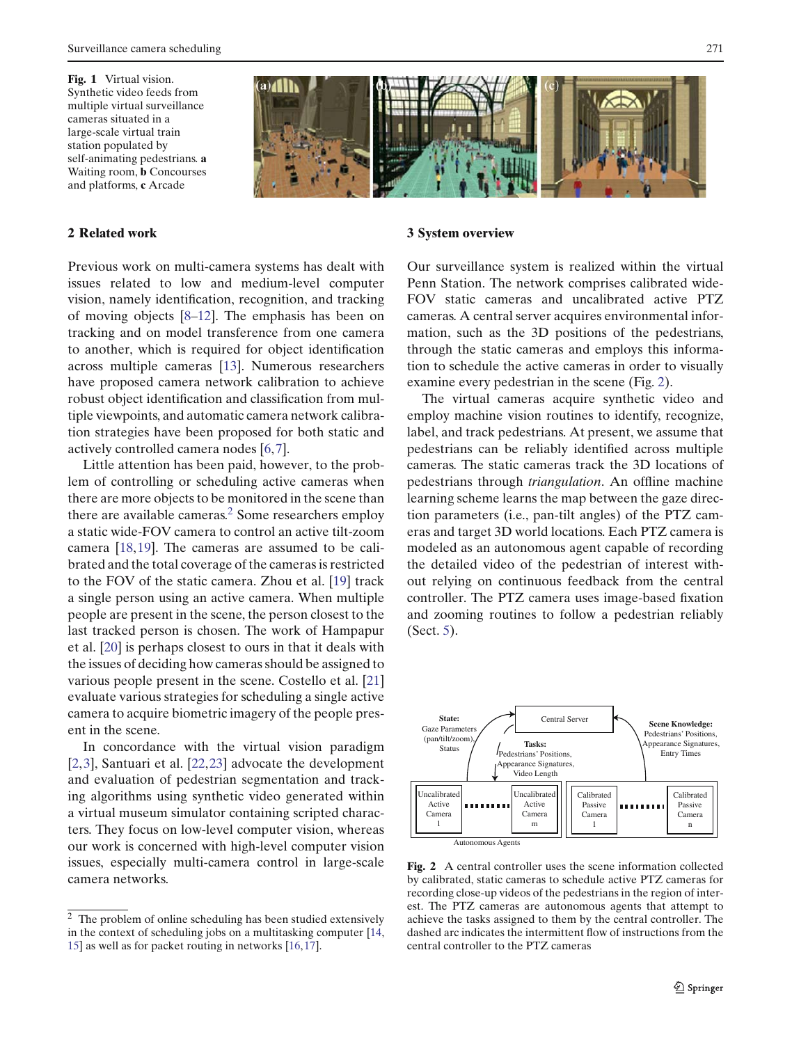**Fig. 1** Virtual vision. Synthetic video feeds from multiple virtual surveillance cameras situated in a large-scale virtual train station populated by self-animating pedestrians. **a** Waiting room, **b** Concourses and platforms, **c** Arcade

## 2 Related work

Previous work on multi-camera systems has dealt with issues related to low and medium-level computer vision, namely identification, recognition, and tracking of moving objects [8–12]. The emphasis has been on tracking and on model transference from one camera to another, which is required for object identification across multiple cameras [13]. Numerous researchers have proposed camera network calibration to achieve robust object identification and classification from multiple viewpoints, and automatic camera network calibration strategies have been proposed for both static and actively controlled camera nodes [6,7].

Little attention has been paid, however, to the problem of controlling or scheduling active cameras when there are more objects to be monitored in the scene than there are available cameras.[2] Some researchers employ a static wide-FOV camera to control an active tilt-zoom camera [18,19]. The cameras are assumed to be calibrated and the total coverage of the cameras is restricted to the FOV of the static camera. Zhou et al. [19] track a single person using an active camera. When multiple people are present in the scene, the person closest to the last tracked person is chosen. The work of Hampapur et al. [20] is perhaps closest to ours in that it deals with the issues of deciding how cameras should be assigned to various people present in the scene. Costello et al. [21] evaluate various strategies for scheduling a single active camera to acquire biometric imagery of the people present in the scene.

In concordance with the virtual vision paradigm [2,3], Santuari et al. [22,23] advocate the development and evaluation of pedestrian segmentation and tracking algorithms using synthetic video generated within a virtual museum simulator containing scripted characters. They focus on low-level computer vision, whereas our work is concerned with high-level computer vision issues, especially multi-camera control in large-scale camera networks.

[2] The problem of online scheduling has been studied extensively in the context of scheduling jobs on a multitasking computer [14,15] as well as for packet routing in networks [16,17].

## 3 System overview

Our surveillance system is realized within the virtual Penn Station. The network comprises calibrated wide-FOV static cameras and uncalibrated active PTZ cameras. A central server acquires environmental information, such as the 3D positions of the pedestrians, through the static cameras and employs this information to schedule the active cameras in order to visually examine every pedestrian in the scene (Fig. 2).

The virtual cameras acquire synthetic video and employ machine vision routines to identify, recognize, label, and track pedestrians. At present, we assume that pedestrians can be reliably identified across multiple cameras. The static cameras track the 3D locations of pedestrians through *triangulation*. An offline machine learning scheme learns the map between the gaze direction parameters (i.e., pan-tilt angles) of the PTZ cameras and target 3D world locations. Each PTZ camera is modeled as an autonomous agent capable of recording the detailed video of the pedestrian of interest without relying on continuous feedback from the central controller. The PTZ camera uses image-based fixation and zooming routines to follow a pedestrian reliably (Sect. 5).

**Fig. 2** A central controller uses the scene information collected by calibrated, static cameras to schedule active PTZ cameras for recording close-up videos of the pedestrians in the region of interest. The PTZ cameras are autonomous agents that attempt to achieve the tasks assigned to them by the central controller. The dashed arc indicates the intermittent flow of instructions from the central controller to the PTZ cameras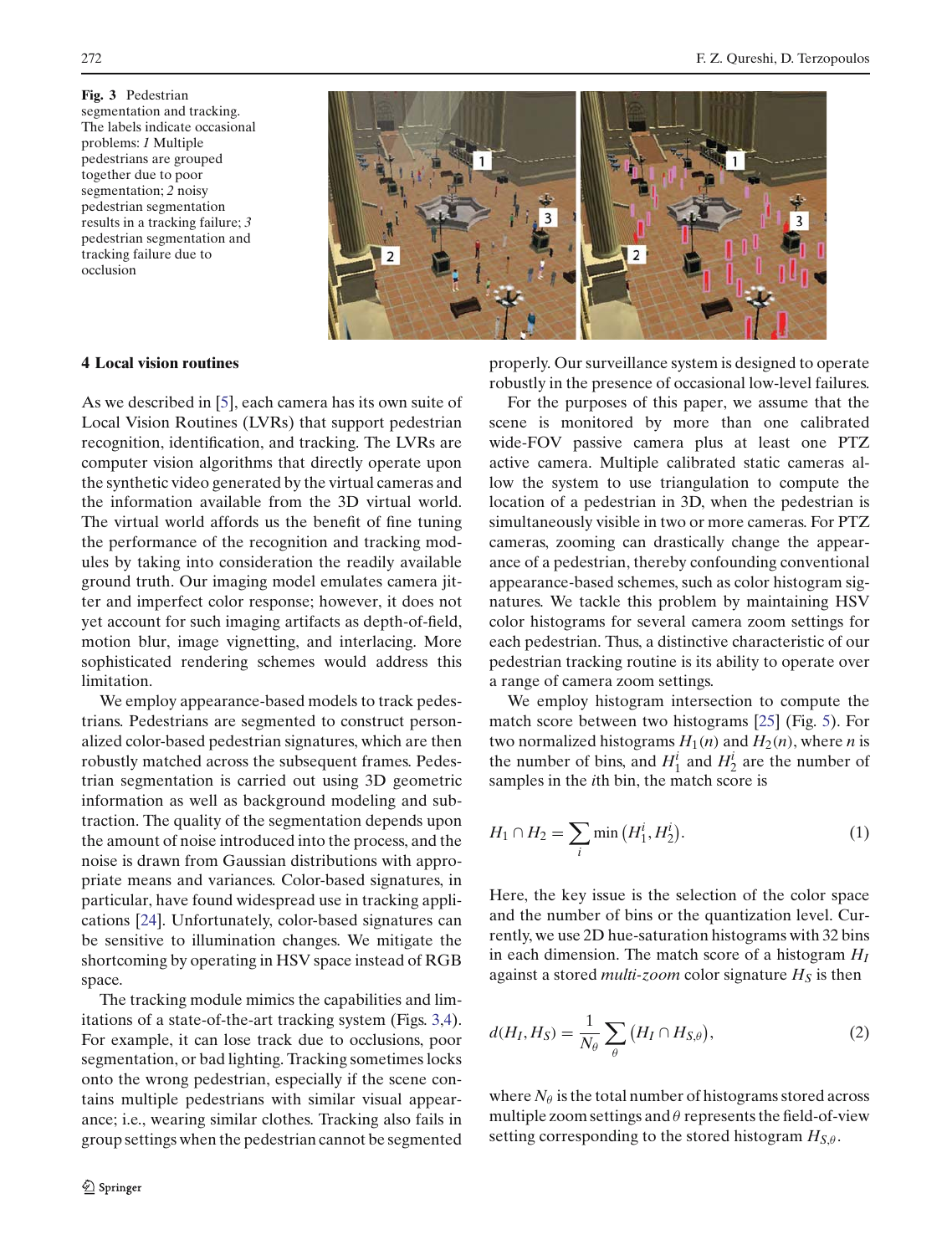**Fig. 3** Pedestrian segmentation and tracking. The labels indicate occasional problems: *1* Multiple pedestrians are grouped together due to poor segmentation; *2* noisy pedestrian segmentation results in a tracking failure; *3* pedestrian segmentation and tracking failure due to occlusion

## 4 Local vision routines

As we described in [5], each camera has its own suite of Local Vision Routines (LVRs) that support pedestrian recognition, identification, and tracking. The LVRs are computer vision algorithms that directly operate upon the synthetic video generated by the virtual cameras and the information available from the 3D virtual world. The virtual world affords us the benefit of fine tuning the performance of the recognition and tracking modules by taking into consideration the readily available ground truth. Our imaging model emulates camera jitter and imperfect color response; however, it does not yet account for such imaging artifacts as depth-of-field, motion blur, image vignetting, and interlacing. More sophisticated rendering schemes would address this limitation.

We employ appearance-based models to track pedestrians. Pedestrians are segmented to construct personalized color-based pedestrian signatures, which are then robustly matched across the subsequent frames. Pedestrian segmentation is carried out using 3D geometric information as well as background modeling and subtraction. The quality of the segmentation depends upon the amount of noise introduced into the process, and the noise is drawn from Gaussian distributions with appropriate means and variances. Color-based signatures, in particular, have found widespread use in tracking applications [24]. Unfortunately, color-based signatures can be sensitive to illumination changes. We mitigate the shortcoming by operating in HSV space instead of RGB space.

The tracking module mimics the capabilities and limitations of a state-of-the-art tracking system (Figs. 3,4). For example, it can lose track due to occlusions, poor segmentation, or bad lighting. Tracking sometimes locks onto the wrong pedestrian, especially if the scene contains multiple pedestrians with similar visual appearance; i.e., wearing similar clothes. Tracking also fails in group settings when the pedestrian cannot be segmented properly. Our surveillance system is designed to operate robustly in the presence of occasional low-level failures.

For the purposes of this paper, we assume that the scene is monitored by more than one calibrated wide-FOV passive camera plus at least one PTZ active camera. Multiple calibrated static cameras allow the system to use triangulation to compute the location of a pedestrian in 3D, when the pedestrian is simultaneously visible in two or more cameras. For PTZ cameras, zooming can drastically change the appearance of a pedestrian, thereby confounding conventional appearance-based schemes, such as color histogram signatures. We tackle this problem by maintaining HSV color histograms for several camera zoom settings for each pedestrian. Thus, a distinctive characteristic of our pedestrian tracking routine is its ability to operate over a range of camera zoom settings.

We employ histogram intersection to compute the match score between two histograms [25] (Fig. 5). For two normalized histograms $H_1(n)$ and $H_2(n)$, where $n$ is the number of bins, and $H_1^i$ and $H_2^i$ are the number of samples in the $i$th bin, the match score is

$$H_1 \cap H_2 = \sum_i \min\left(H_1^i, H_2^i\right). \tag{1}$$

Here, the key issue is the selection of the color space and the number of bins or the quantization level. Currently, we use 2D hue-saturation histograms with 32 bins in each dimension. The match score of a histogram $H_I$ against a stored *multi-zoom* color signature $H_S$ is then

$$d(H_I, H_S) = \frac{1}{N_\theta} \sum_\theta \left(H_I \cap H_{S,\theta}\right), \tag{2}$$

where $N_\theta$ is the total number of histograms stored across multiple zoom settings and $\theta$ represents the field-of-view setting corresponding to the stored histogram $H_{S,\theta}$.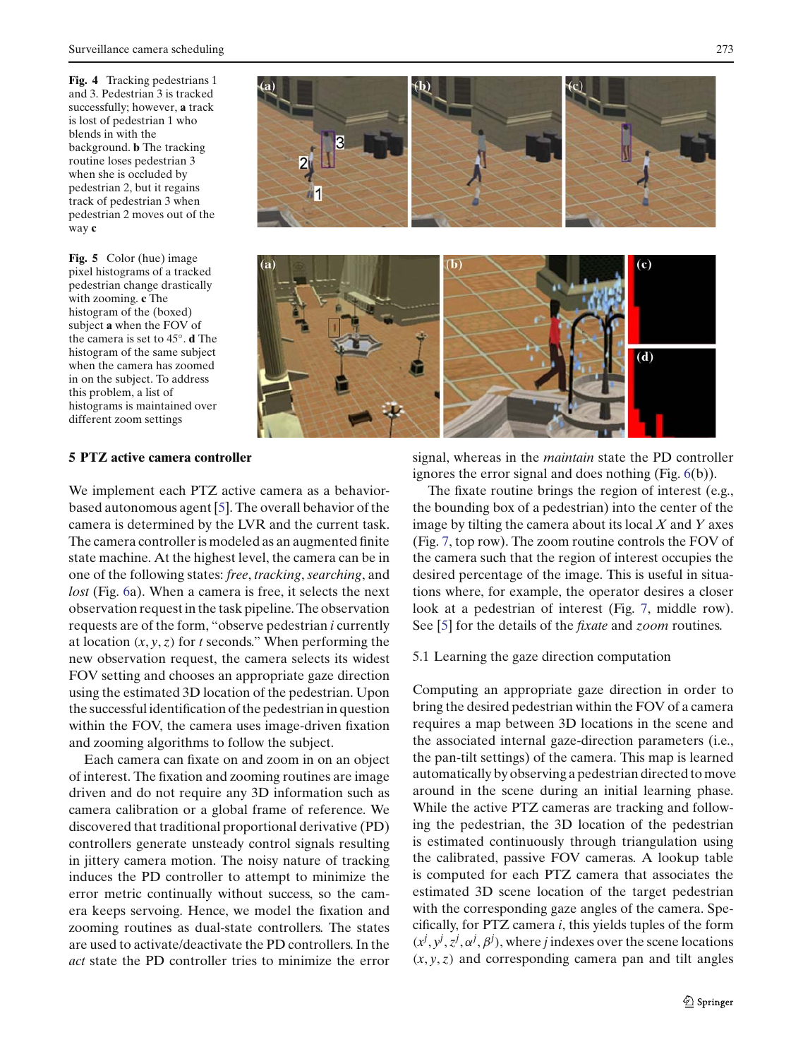**Fig. 4** Tracking pedestrians 1 and 3. Pedestrian 3 is tracked successfully; however, **a** track is lost of pedestrian 1 who blends in with the background. **b** The tracking routine loses pedestrian 3 when she is occluded by pedestrian 2, but it regains track of pedestrian 3 when pedestrian 2 moves out of the way **c**

**Fig. 5** Color (hue) image pixel histograms of a tracked pedestrian change drastically with zooming. **c** The histogram of the (boxed) subject **a** when the FOV of the camera is set to 45°. **d** The histogram of the same subject when the camera has zoomed in on the subject. To address this problem, a list of histograms is maintained over different zoom settings

## 5 PTZ active camera controller

We implement each PTZ active camera as a behavior-based autonomous agent [5]. The overall behavior of the camera is determined by the LVR and the current task. The camera controller is modeled as an augmented finite state machine. At the highest level, the camera can be in one of the following states: *free*, *tracking*, *searching*, and *lost* (Fig. 6a). When a camera is free, it selects the next observation request in the task pipeline. The observation requests are of the form, "observe pedestrian $i$ currently at location $(x, y, z)$ for $t$ seconds." When performing the new observation request, the camera selects its widest FOV setting and chooses an appropriate gaze direction using the estimated 3D location of the pedestrian. Upon the successful identification of the pedestrian in question within the FOV, the camera uses image-driven fixation and zooming algorithms to follow the subject.

Each camera can fixate on and zoom in on an object of interest. The fixation and zooming routines are image driven and do not require any 3D information such as camera calibration or a global frame of reference. We discovered that traditional proportional derivative (PD) controllers generate unsteady control signals resulting in jittery camera motion. The noisy nature of tracking induces the PD controller to attempt to minimize the error metric continually without success, so the camera keeps servoing. Hence, we model the fixation and zooming routines as dual-state controllers. The states are used to activate/deactivate the PD controllers. In the *act* state the PD controller tries to minimize the error signal, whereas in the *maintain* state the PD controller ignores the error signal and does nothing (Fig. 6(b)).

The fixate routine brings the region of interest (e.g., the bounding box of a pedestrian) into the center of the image by tilting the camera about its local $X$ and $Y$ axes (Fig. 7, top row). The zoom routine controls the FOV of the camera such that the region of interest occupies the desired percentage of the image. This is useful in situations where, for example, the operator desires a closer look at a pedestrian of interest (Fig. 7, middle row). See [5] for the details of the *fixate* and *zoom* routines.

### 5.1 Learning the gaze direction computation

Computing an appropriate gaze direction in order to bring the desired pedestrian within the FOV of a camera requires a map between 3D locations in the scene and the associated internal gaze-direction parameters (i.e., the pan-tilt settings) of the camera. This map is learned automatically by observing a pedestrian directed to move around in the scene during an initial learning phase. While the active PTZ cameras are tracking and following the pedestrian, the 3D location of the pedestrian is estimated continuously through triangulation using the calibrated, passive FOV cameras. A lookup table is computed for each PTZ camera that associates the estimated 3D scene location of the target pedestrian with the corresponding gaze angles of the camera. Specifically, for PTZ camera $i$, this yields tuples of the form $(x^j, y^j, z^j, \alpha^j, \beta^j)$, where $j$ indexes over the scene locations $(x, y, z)$ and corresponding camera pan and tilt angles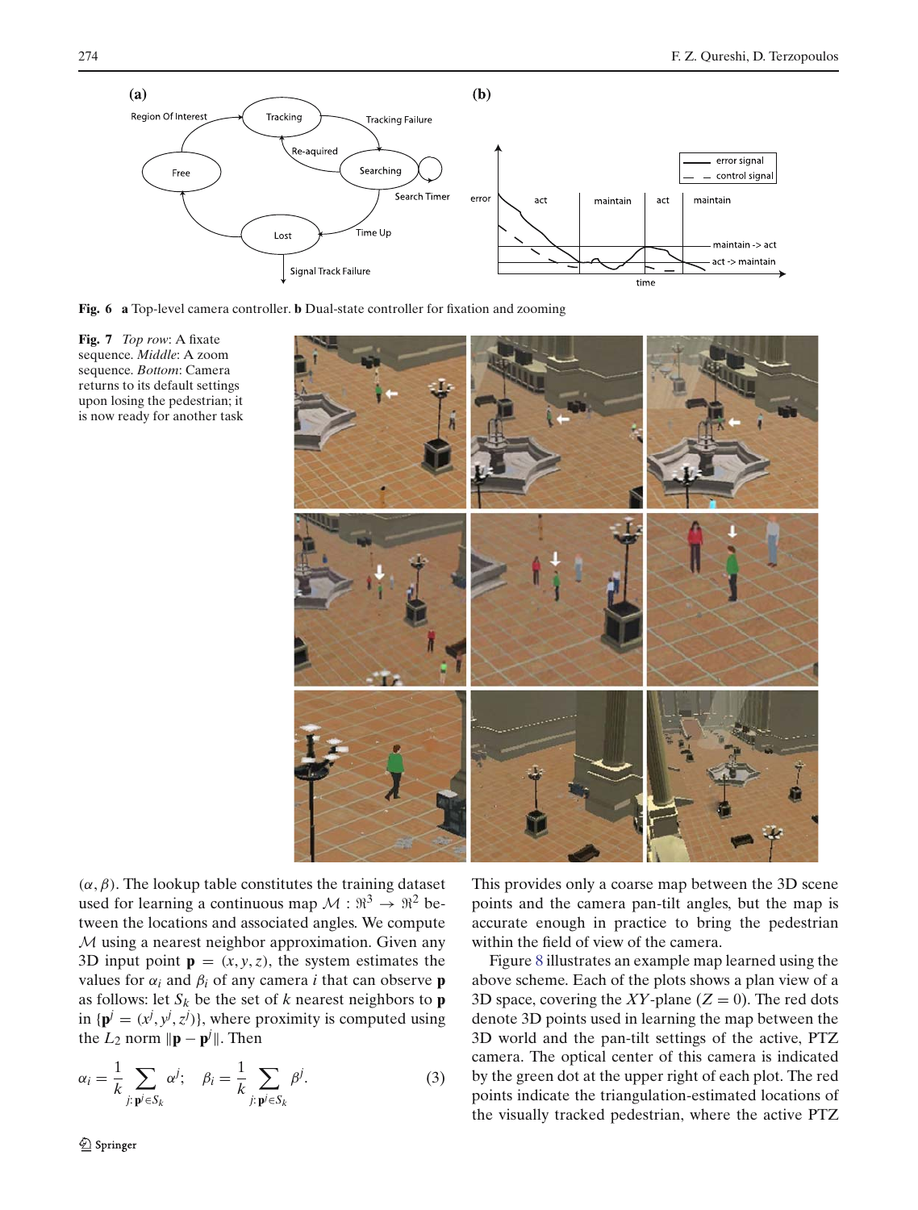**Fig. 6** **a** Top-level camera controller. **b** Dual-state controller for fixation and zooming

**Fig. 7** *Top row*: A fixate sequence. *Middle*: A zoom sequence. *Bottom*: Camera returns to its default settings upon losing the pedestrian; it is now ready for another task

$(\alpha, \beta)$. The lookup table constitutes the training dataset used for learning a continuous map $\mathcal{M} : \Re^3 \rightarrow \Re^2$ between the locations and associated angles. We compute $\mathcal{M}$ using a nearest neighbor approximation. Given any 3D input point $\mathbf{p} = (x, y, z)$, the system estimates the values for $\alpha_i$ and $\beta_i$ of any camera $i$ that can observe $\mathbf{p}$ as follows: let $S_k$ be the set of $k$ nearest neighbors to $\mathbf{p}$ in $\{\mathbf{p}^j = (x^j, y^j, z^j)\}$, where proximity is computed using the $L_2$ norm $\|\mathbf{p} - \mathbf{p}^j\|$. Then

$$\alpha_i = \frac{1}{k} \sum_{j:\mathbf{p}^j \in S_k} \alpha^j; \quad \beta_i = \frac{1}{k} \sum_{j:\mathbf{p}^j \in S_k} \beta^j. \tag{3}$$

This provides only a coarse map between the 3D scene points and the camera pan-tilt angles, but the map is accurate enough in practice to bring the pedestrian within the field of view of the camera.

Figure 8 illustrates an example map learned using the above scheme. Each of the plots shows a plan view of a 3D space, covering the $XY$-plane ($Z = 0$). The red dots denote 3D points used in learning the map between the 3D world and the pan-tilt settings of the active, PTZ camera. The optical center of this camera is indicated by the green dot at the upper right of each plot. The red points indicate the triangulation-estimated locations of the visually tracked pedestrian, where the active PTZ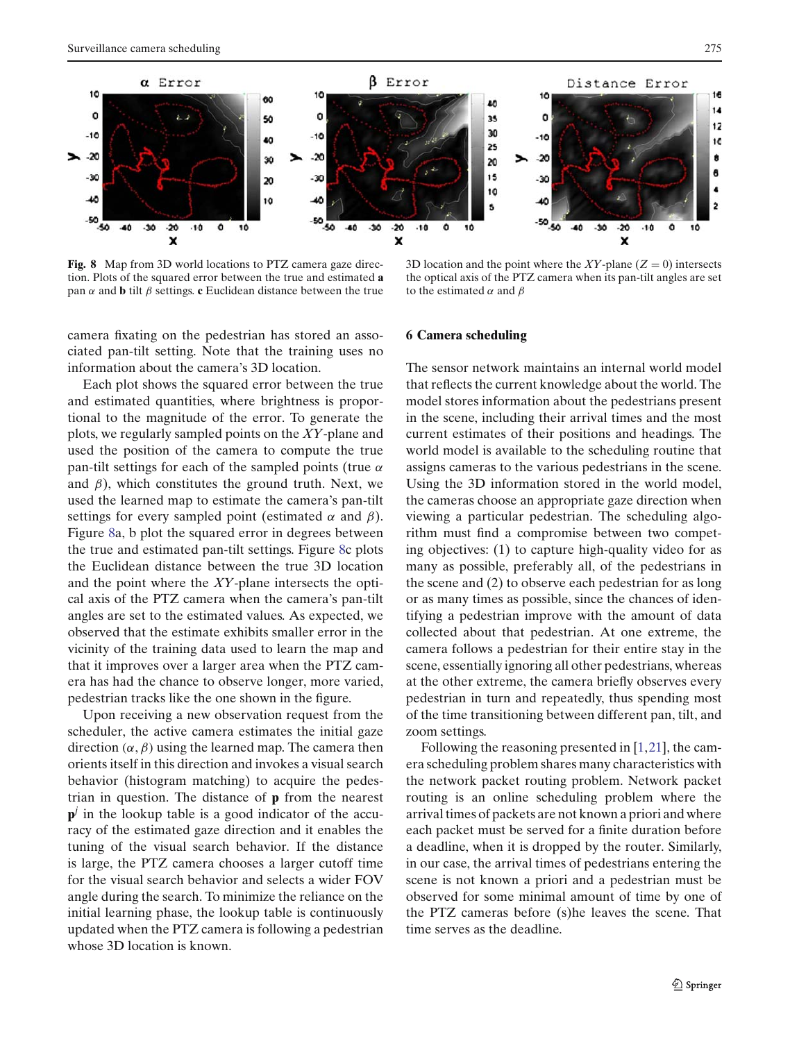α Error

β Error

Distance Error

**Fig. 8** Map from 3D world locations to PTZ camera gaze direction. Plots of the squared error between the true and estimated **a** pan $\alpha$ and **b** tilt $\beta$ settings. **c** Euclidean distance between the true 3D location and the point where the $XY$-plane ($Z = 0$) intersects the optical axis of the PTZ camera when its pan-tilt angles are set to the estimated $\alpha$ and $\beta$

camera fixating on the pedestrian has stored an associated pan-tilt setting. Note that the training uses no information about the camera's 3D location.

Each plot shows the squared error between the true and estimated quantities, where brightness is proportional to the magnitude of the error. To generate the plots, we regularly sampled points on the $XY$-plane and used the position of the camera to compute the true pan-tilt settings for each of the sampled points (true $\alpha$ and $\beta$), which constitutes the ground truth. Next, we used the learned map to estimate the camera's pan-tilt settings for every sampled point (estimated $\alpha$ and $\beta$). Figure 8a, b plot the squared error in degrees between the true and estimated pan-tilt settings. Figure 8c plots the Euclidean distance between the true 3D location and the point where the $XY$-plane intersects the optical axis of the PTZ camera when the camera's pan-tilt angles are set to the estimated values. As expected, we observed that the estimate exhibits smaller error in the vicinity of the training data used to learn the map and that it improves over a larger area when the PTZ camera has had the chance to observe longer, more varied, pedestrian tracks like the one shown in the figure.

Upon receiving a new observation request from the scheduler, the active camera estimates the initial gaze direction $(\alpha, \beta)$ using the learned map. The camera then orients itself in this direction and invokes a visual search behavior (histogram matching) to acquire the pedestrian in question. The distance of $\mathbf{p}$ from the nearest $\mathbf{p}^j$ in the lookup table is a good indicator of the accuracy of the estimated gaze direction and it enables the tuning of the visual search behavior. If the distance is large, the PTZ camera chooses a larger cutoff time for the visual search behavior and selects a wider FOV angle during the search. To minimize the reliance on the initial learning phase, the lookup table is continuously updated when the PTZ camera is following a pedestrian whose 3D location is known.

## 6 Camera scheduling

The sensor network maintains an internal world model that reflects the current knowledge about the world. The model stores information about the pedestrians present in the scene, including their arrival times and the most current estimates of their positions and headings. The world model is available to the scheduling routine that assigns cameras to the various pedestrians in the scene. Using the 3D information stored in the world model, the cameras choose an appropriate gaze direction when viewing a particular pedestrian. The scheduling algorithm must find a compromise between two competing objectives: (1) to capture high-quality video for as many as possible, preferably all, of the pedestrians in the scene and (2) to observe each pedestrian for as long or as many times as possible, since the chances of identifying a pedestrian improve with the amount of data collected about that pedestrian. At one extreme, the camera follows a pedestrian for their entire stay in the scene, essentially ignoring all other pedestrians, whereas at the other extreme, the camera briefly observes every pedestrian in turn and repeatedly, thus spending most of the time transitioning between different pan, tilt, and zoom settings.

Following the reasoning presented in [1,21], the camera scheduling problem shares many characteristics with the network packet routing problem. Network packet routing is an online scheduling problem where the arrival times of packets are not known a priori and where each packet must be served for a finite duration before a deadline, when it is dropped by the router. Similarly, in our case, the arrival times of pedestrians entering the scene is not known a priori and a pedestrian must be observed for some minimal amount of time by one of the PTZ cameras before (s)he leaves the scene. That time serves as the deadline.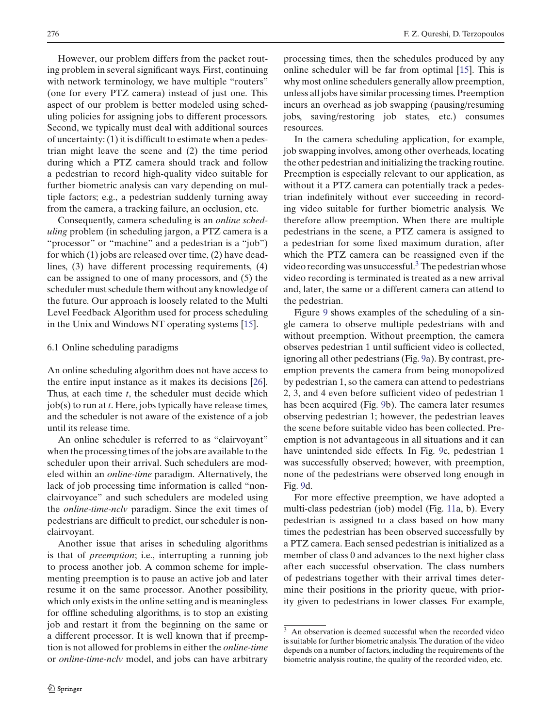However, our problem differs from the packet routing problem in several significant ways. First, continuing with network terminology, we have multiple "routers" (one for every PTZ camera) instead of just one. This aspect of our problem is better modeled using scheduling policies for assigning jobs to different processors. Second, we typically must deal with additional sources of uncertainty: (1) it is difficult to estimate when a pedestrian might leave the scene and (2) the time period during which a PTZ camera should track and follow a pedestrian to record high-quality video suitable for further biometric analysis can vary depending on multiple factors; e.g., a pedestrian suddenly turning away from the camera, a tracking failure, an occlusion, etc.

Consequently, camera scheduling is an *online scheduling* problem (in scheduling jargon, a PTZ camera is a "processor" or "machine" and a pedestrian is a "job") for which (1) jobs are released over time, (2) have deadlines, (3) have different processing requirements, (4) can be assigned to one of many processors, and (5) the scheduler must schedule them without any knowledge of the future. Our approach is loosely related to the Multi Level Feedback Algorithm used for process scheduling in the Unix and Windows NT operating systems [15].

### 6.1 Online scheduling paradigms

An online scheduling algorithm does not have access to the entire input instance as it makes its decisions [26]. Thus, at each time *t*, the scheduler must decide which job(s) to run at *t*. Here, jobs typically have release times, and the scheduler is not aware of the existence of a job until its release time.

An online scheduler is referred to as "clairvoyant" when the processing times of the jobs are available to the scheduler upon their arrival. Such schedulers are modeled within an *online-time* paradigm. Alternatively, the lack of job processing time information is called "non-clairvoyance" and such schedulers are modeled using the *online-time-nclv* paradigm. Since the exit times of pedestrians are difficult to predict, our scheduler is non-clairvoyant.

Another issue that arises in scheduling algorithms is that of *preemption*; i.e., interrupting a running job to process another job. A common scheme for implementing preemption is to pause an active job and later resume it on the same processor. Another possibility, which only exists in the online setting and is meaningless for offline scheduling algorithms, is to stop an existing job and restart it from the beginning on the same or a different processor. It is well known that if preemption is not allowed for problems in either the *online-time* or *online-time-nclv* model, and jobs can have arbitrary processing times, then the schedules produced by any online scheduler will be far from optimal [15]. This is why most online schedulers generally allow preemption, unless all jobs have similar processing times. Preemption incurs an overhead as job swapping (pausing/resuming jobs, saving/restoring job states, etc.) consumes resources.

In the camera scheduling application, for example, job swapping involves, among other overheads, locating the other pedestrian and initializing the tracking routine. Preemption is especially relevant to our application, as without it a PTZ camera can potentially track a pedestrian indefinitely without ever succeeding in recording video suitable for further biometric analysis. We therefore allow preemption. When there are multiple pedestrians in the scene, a PTZ camera is assigned to a pedestrian for some fixed maximum duration, after which the PTZ camera can be reassigned even if the video recording was unsuccessful.[3] The pedestrian whose video recording is terminated is treated as a new arrival and, later, the same or a different camera can attend to the pedestrian.

Figure 9 shows examples of the scheduling of a single camera to observe multiple pedestrians with and without preemption. Without preemption, the camera observes pedestrian 1 until sufficient video is collected, ignoring all other pedestrians (Fig. 9a). By contrast, preemption prevents the camera from being monopolized by pedestrian 1, so the camera can attend to pedestrians 2, 3, and 4 even before sufficient video of pedestrian 1 has been acquired (Fig. 9b). The camera later resumes observing pedestrian 1; however, the pedestrian leaves the scene before suitable video has been collected. Preemption is not advantageous in all situations and it can have unintended side effects. In Fig. 9c, pedestrian 1 was successfully observed; however, with preemption, none of the pedestrians were observed long enough in Fig. 9d.

For more effective preemption, we have adopted a multi-class pedestrian (job) model (Fig. 11a, b). Every pedestrian is assigned to a class based on how many times the pedestrian has been observed successfully by a PTZ camera. Each sensed pedestrian is initialized as a member of class 0 and advances to the next higher class after each successful observation. The class numbers of pedestrians together with their arrival times determine their positions in the priority queue, with priority given to pedestrians in lower classes. For example,

[3] An observation is deemed successful when the recorded video is suitable for further biometric analysis. The duration of the video depends on a number of factors, including the requirements of the biometric analysis routine, the quality of the recorded video, etc.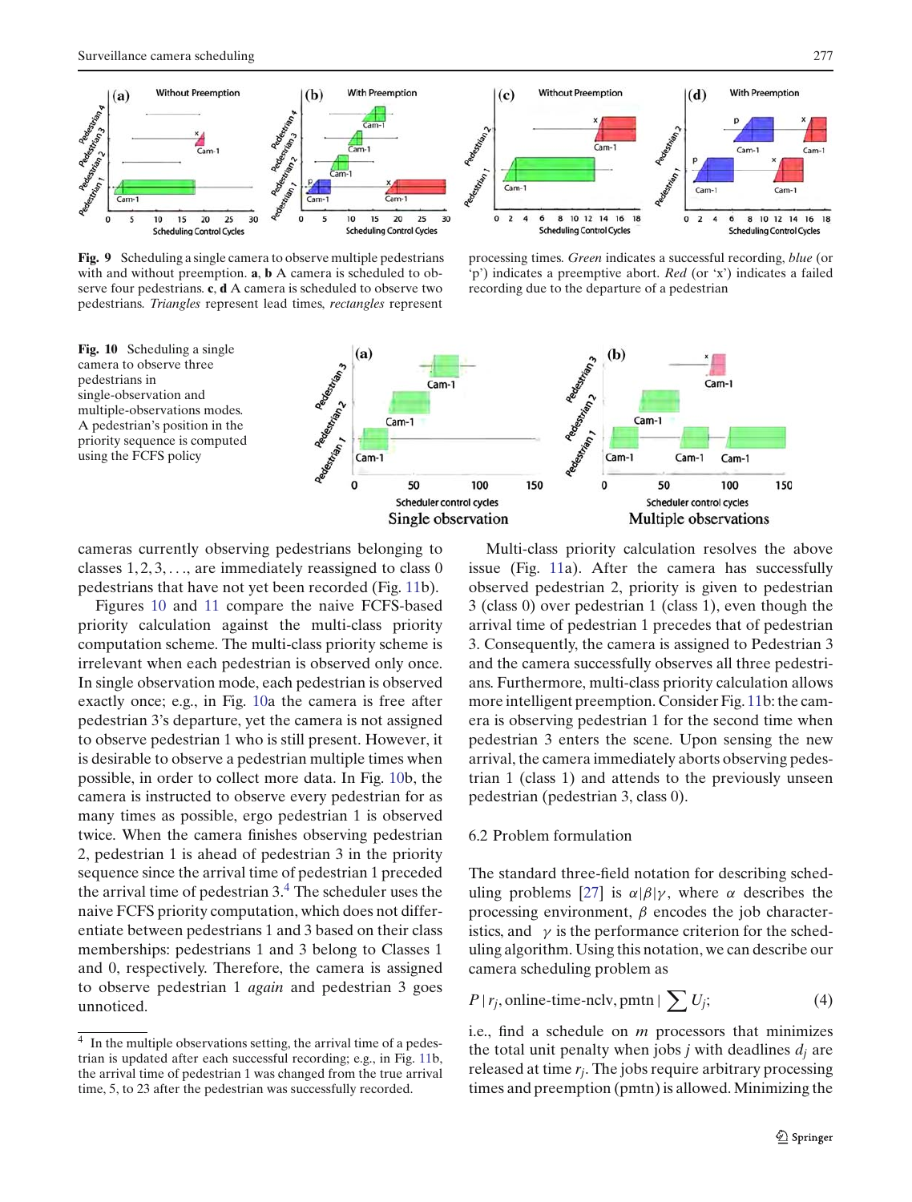**Fig. 9** Scheduling a single camera to observe multiple pedestrians with and without preemption. **a**, **b** A camera is scheduled to observe four pedestrians. **c**, **d** A camera is scheduled to observe two pedestrians. *Triangles* represent lead times, *rectangles* represent processing times. *Green* indicates a successful recording, *blue* (or 'p') indicates a preemptive abort. *Red* (or 'x') indicates a failed recording due to the departure of a pedestrian

**Fig. 10** Scheduling a single camera to observe three pedestrians in single-observation and multiple-observations modes. A pedestrian's position in the priority sequence is computed using the FCFS policy

cameras currently observing pedestrians belonging to classes $1, 2, 3, \ldots$, are immediately reassigned to class 0 pedestrians that have not yet been recorded (Fig. 11b).

Figures 10 and 11 compare the naive FCFS-based priority calculation against the multi-class priority computation scheme. The multi-class priority scheme is irrelevant when each pedestrian is observed only once. In single observation mode, each pedestrian is observed exactly once; e.g., in Fig. 10a the camera is free after pedestrian 3's departure, yet the camera is not assigned to observe pedestrian 1 who is still present. However, it is desirable to observe a pedestrian multiple times when possible, in order to collect more data. In Fig. 10b, the camera is instructed to observe every pedestrian for as many times as possible, ergo pedestrian 1 is observed twice. When the camera finishes observing pedestrian 2, pedestrian 1 is ahead of pedestrian 3 in the priority sequence since the arrival time of pedestrian 1 preceded the arrival time of pedestrian 3.[4] The scheduler uses the naive FCFS priority computation, which does not differentiate between pedestrians 1 and 3 based on their class memberships: pedestrians 1 and 3 belong to Classes 1 and 0, respectively. Therefore, the camera is assigned to observe pedestrian 1 *again* and pedestrian 3 goes unnoticed.

Multi-class priority calculation resolves the above issue (Fig. 11a). After the camera has successfully observed pedestrian 2, priority is given to pedestrian 3 (class 0) over pedestrian 1 (class 1), even though the arrival time of pedestrian 1 precedes that of pedestrian 3. Consequently, the camera is assigned to Pedestrian 3 and the camera successfully observes all three pedestrians. Furthermore, multi-class priority calculation allows more intelligent preemption. Consider Fig. 11b: the camera is observing pedestrian 1 for the second time when pedestrian 3 enters the scene. Upon sensing the new arrival, the camera immediately aborts observing pedestrian 1 (class 1) and attends to the previously unseen pedestrian (pedestrian 3, class 0).

### 6.2 Problem formulation

The standard three-field notation for describing scheduling problems [27] is $\alpha|\beta|\gamma$, where $\alpha$ describes the processing environment, $\beta$ encodes the job characteristics, and $\gamma$ is the performance criterion for the scheduling algorithm. Using this notation, we can describe our camera scheduling problem as

$$P \,|\, r_j, \text{online-time-nclv}, \text{pmtn} \,|\, \sum U_j; \tag{4}$$

i.e., find a schedule on $m$ processors that minimizes the total unit penalty when jobs $j$ with deadlines $d_j$ are released at time $r_j$. The jobs require arbitrary processing times and preemption (pmtn) is allowed. Minimizing the

[4] In the multiple observations setting, the arrival time of a pedestrian is updated after each successful recording; e.g., in Fig. 11b, the arrival time of pedestrian 1 was changed from the true arrival time, 5, to 23 after the pedestrian was successfully recorded.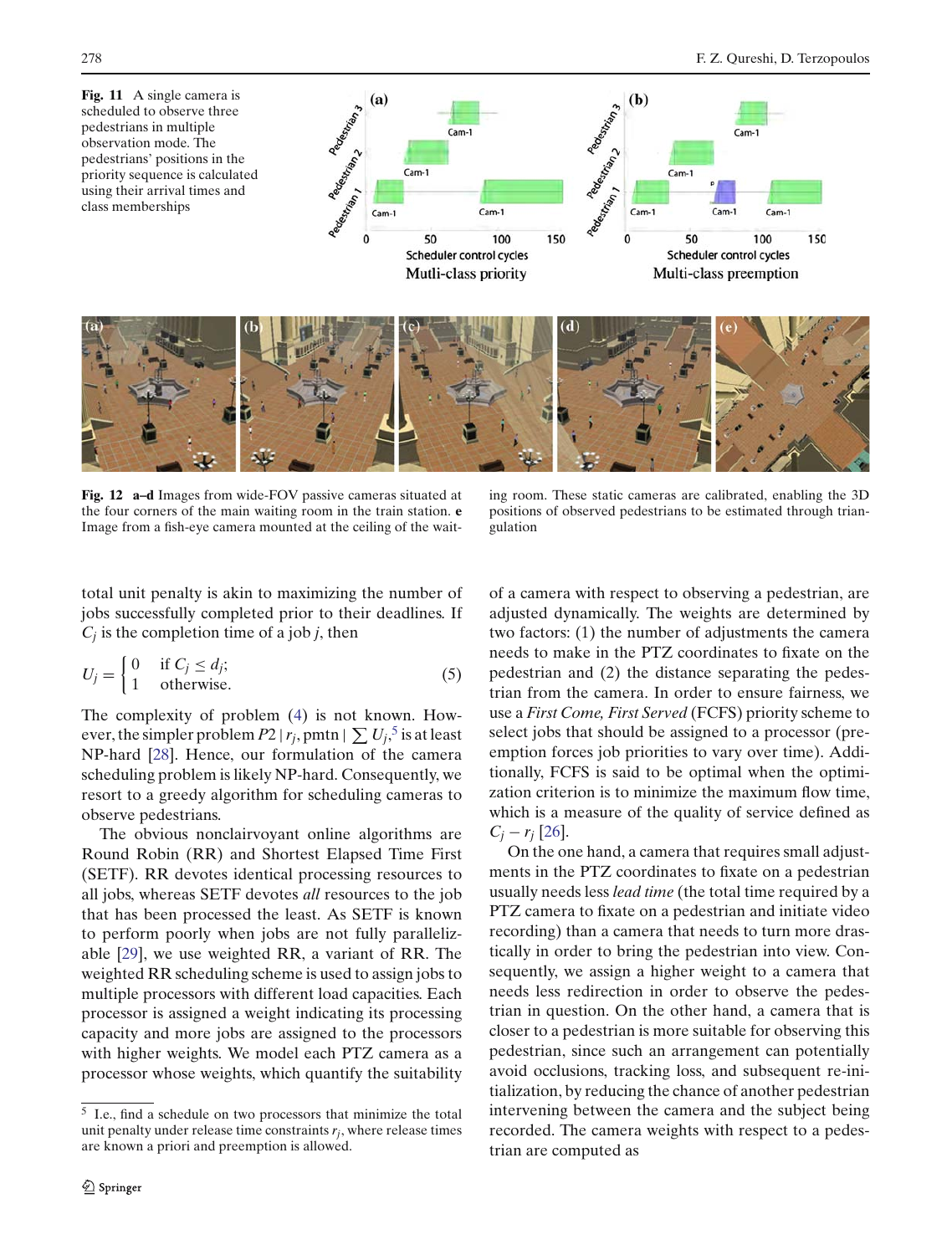**Fig. 11** A single camera is scheduled to observe three pedestrians in multiple observation mode. The pedestrians' positions in the priority sequence is calculated using their arrival times and class memberships

**Fig. 12** **a–d** Images from wide-FOV passive cameras situated at the four corners of the main waiting room in the train station. **e** Image from a fish-eye camera mounted at the ceiling of the waiting room. These static cameras are calibrated, enabling the 3D positions of observed pedestrians to be estimated through triangulation

total unit penalty is akin to maximizing the number of jobs successfully completed prior to their deadlines. If $C_j$ is the completion time of a job $j$, then

$$U_j = \begin{cases} 0 & \text{if } C_j \le d_j; \\ 1 & \text{otherwise.} \end{cases} \tag{5}$$

The complexity of problem (4) is not known. However, the simpler problem $P2 \mid r_j, \text{pmtn} \mid \sum U_j$,[5] is at least NP-hard [28]. Hence, our formulation of the camera scheduling problem is likely NP-hard. Consequently, we resort to a greedy algorithm for scheduling cameras to observe pedestrians.

The obvious nonclairvoyant online algorithms are Round Robin (RR) and Shortest Elapsed Time First (SETF). RR devotes identical processing resources to all jobs, whereas SETF devotes *all* resources to the job that has been processed the least. As SETF is known to perform poorly when jobs are not fully parallelizable [29], we use weighted RR, a variant of RR. The weighted RR scheduling scheme is used to assign jobs to multiple processors with different load capacities. Each processor is assigned a weight indicating its processing capacity and more jobs are assigned to the processors with higher weights. We model each PTZ camera as a processor whose weights, which quantify the suitability of a camera with respect to observing a pedestrian, are adjusted dynamically. The weights are determined by two factors: (1) the number of adjustments the camera needs to make in the PTZ coordinates to fixate on the pedestrian and (2) the distance separating the pedestrian from the camera. In order to ensure fairness, we use a *First Come, First Served* (FCFS) priority scheme to select jobs that should be assigned to a processor (preemption forces job priorities to vary over time). Additionally, FCFS is said to be optimal when the optimization criterion is to minimize the maximum flow time, which is a measure of the quality of service defined as $C_j - r_j$ [26].

On the one hand, a camera that requires small adjustments in the PTZ coordinates to fixate on a pedestrian usually needs less *lead time* (the total time required by a PTZ camera to fixate on a pedestrian and initiate video recording) than a camera that needs to turn more drastically in order to bring the pedestrian into view. Consequently, we assign a higher weight to a camera that needs less redirection in order to observe the pedestrian in question. On the other hand, a camera that is closer to a pedestrian is more suitable for observing this pedestrian, since such an arrangement can potentially avoid occlusions, tracking loss, and subsequent re-initialization, by reducing the chance of another pedestrian intervening between the camera and the subject being recorded. The camera weights with respect to a pedestrian are computed as

[5] I.e., find a schedule on two processors that minimize the total unit penalty under release time constraints $r_j$, where release times are known a priori and preemption is allowed.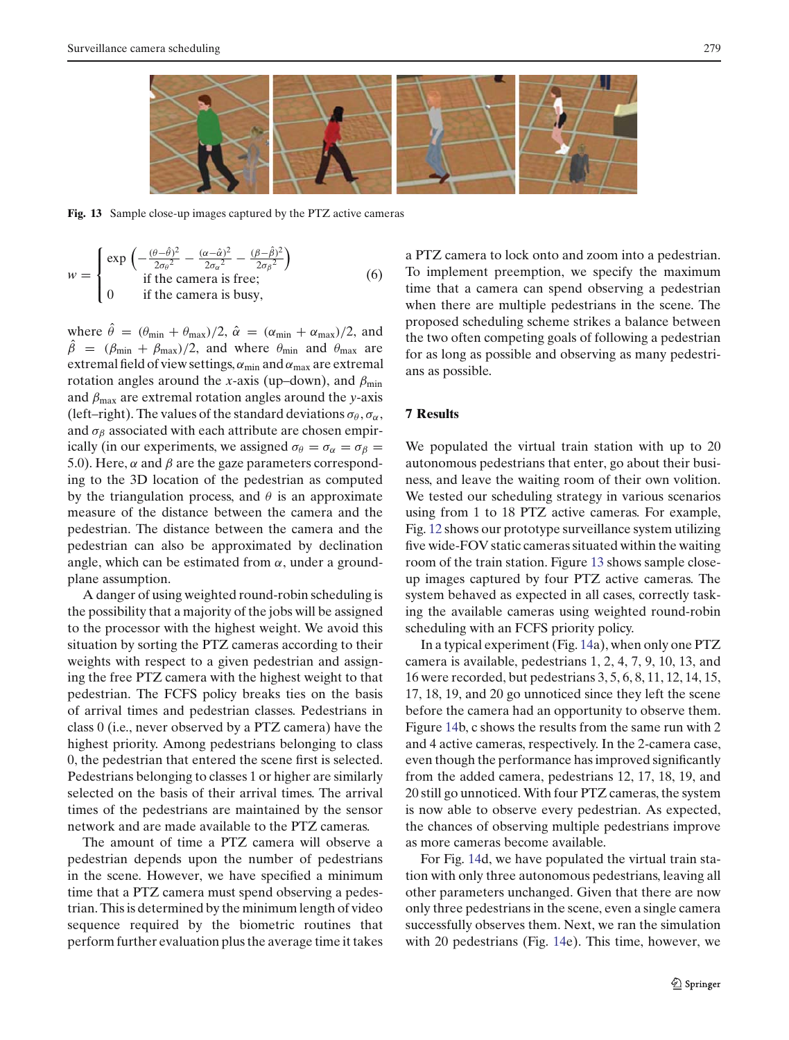Fig. 13 Sample close-up images captured by the PTZ active cameras

$$w = \begin{cases} \exp\left(-\frac{(\theta-\hat{\theta})^2}{2\sigma_\theta{}^2} - \frac{(\alpha-\hat{\alpha})^2}{2\sigma_\alpha{}^2} - \frac{(\beta-\hat{\beta})^2}{2\sigma_\beta{}^2}\right) \\ \quad \text{if the camera is free;} \\ 0 \quad \text{if the camera is busy,} \end{cases} \tag{6}$$

where $\hat{\theta} = (\theta_{\min} + \theta_{\max})/2$, $\hat{\alpha} = (\alpha_{\min} + \alpha_{\max})/2$, and $\hat{\beta} = (\beta_{\min} + \beta_{\max})/2$, and where $\theta_{\min}$ and $\theta_{\max}$ are extremal field of view settings, $\alpha_{\min}$ and $\alpha_{\max}$ are extremal rotation angles around the $x$-axis (up–down), and $\beta_{\min}$ and $\beta_{\max}$ are extremal rotation angles around the $y$-axis (left–right). The values of the standard deviations $\sigma_\theta$, $\sigma_\alpha$, and $\sigma_\beta$ associated with each attribute are chosen empirically (in our experiments, we assigned $\sigma_\theta = \sigma_\alpha = \sigma_\beta = 5.0$). Here, $\alpha$ and $\beta$ are the gaze parameters corresponding to the 3D location of the pedestrian as computed by the triangulation process, and $\theta$ is an approximate measure of the distance between the camera and the pedestrian. The distance between the camera and the pedestrian can also be approximated by declination angle, which can be estimated from $\alpha$, under a ground-plane assumption.

A danger of using weighted round-robin scheduling is the possibility that a majority of the jobs will be assigned to the processor with the highest weight. We avoid this situation by sorting the PTZ cameras according to their weights with respect to a given pedestrian and assigning the free PTZ camera with the highest weight to that pedestrian. The FCFS policy breaks ties on the basis of arrival times and pedestrian classes. Pedestrians in class 0 (i.e., never observed by a PTZ camera) have the highest priority. Among pedestrians belonging to class 0, the pedestrian that entered the scene first is selected. Pedestrians belonging to classes 1 or higher are similarly selected on the basis of their arrival times. The arrival times of the pedestrians are maintained by the sensor network and are made available to the PTZ cameras.

The amount of time a PTZ camera will observe a pedestrian depends upon the number of pedestrians in the scene. However, we have specified a minimum time that a PTZ camera must spend observing a pedestrian. This is determined by the minimum length of video sequence required by the biometric routines that perform further evaluation plus the average time it takes a PTZ camera to lock onto and zoom into a pedestrian. To implement preemption, we specify the maximum time that a camera can spend observing a pedestrian when there are multiple pedestrians in the scene. The proposed scheduling scheme strikes a balance between the two often competing goals of following a pedestrian for as long as possible and observing as many pedestrians as possible.

## 7 Results

We populated the virtual train station with up to 20 autonomous pedestrians that enter, go about their business, and leave the waiting room of their own volition. We tested our scheduling strategy in various scenarios using from 1 to 18 PTZ active cameras. For example, Fig. 12 shows our prototype surveillance system utilizing five wide-FOV static cameras situated within the waiting room of the train station. Figure 13 shows sample close-up images captured by four PTZ active cameras. The system behaved as expected in all cases, correctly tasking the available cameras using weighted round-robin scheduling with an FCFS priority policy.

In a typical experiment (Fig. 14a), when only one PTZ camera is available, pedestrians 1, 2, 4, 7, 9, 10, 13, and 16 were recorded, but pedestrians 3, 5, 6, 8, 11, 12, 14, 15, 17, 18, 19, and 20 go unnoticed since they left the scene before the camera had an opportunity to observe them. Figure 14b, c shows the results from the same run with 2 and 4 active cameras, respectively. In the 2-camera case, even though the performance has improved significantly from the added camera, pedestrians 12, 17, 18, 19, and 20 still go unnoticed. With four PTZ cameras, the system is now able to observe every pedestrian. As expected, the chances of observing multiple pedestrians improve as more cameras become available.

For Fig. 14d, we have populated the virtual train station with only three autonomous pedestrians, leaving all other parameters unchanged. Given that there are now only three pedestrians in the scene, even a single camera successfully observes them. Next, we ran the simulation with 20 pedestrians (Fig. 14e). This time, however, we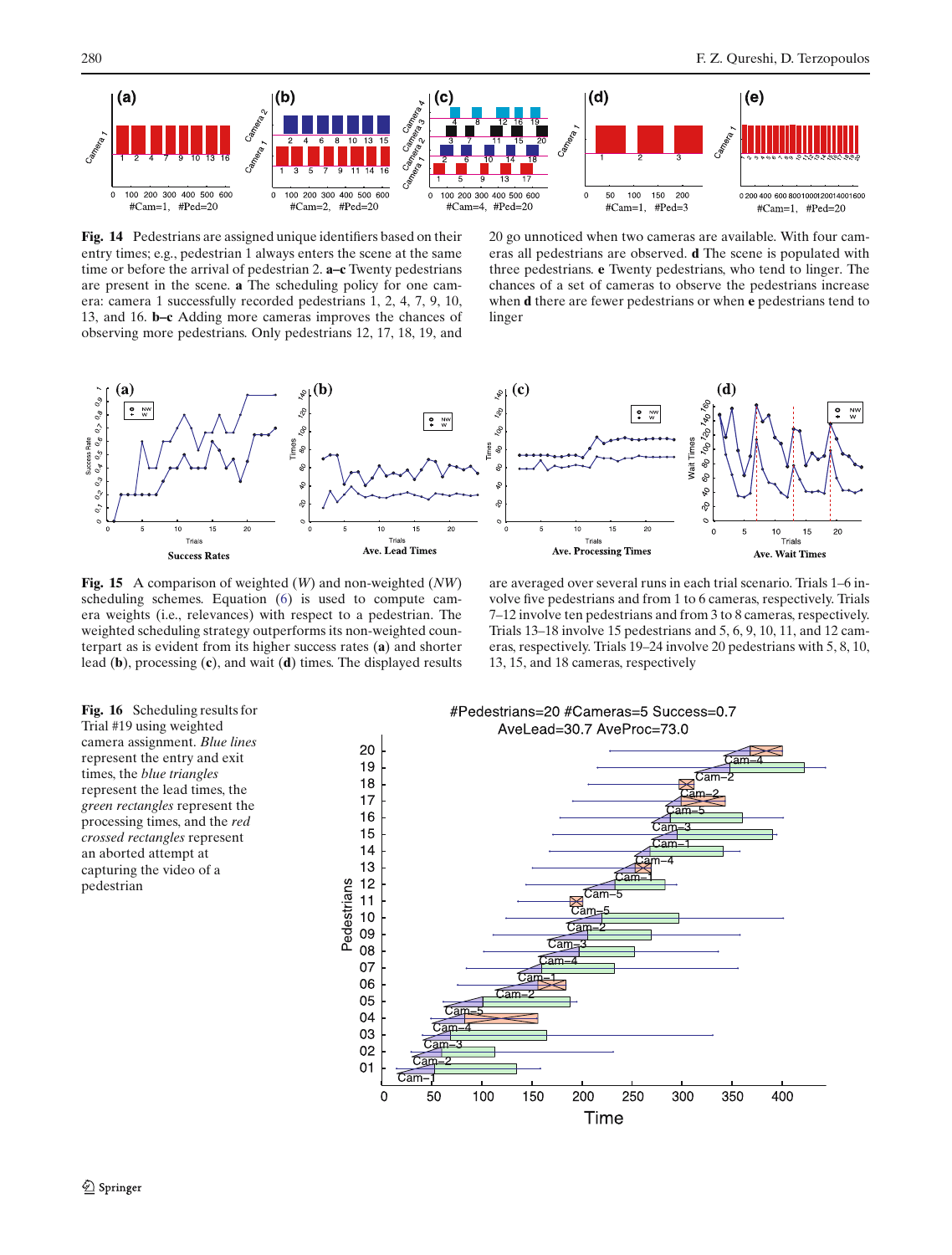**Fig. 14** Pedestrians are assigned unique identifiers based on their entry times; e.g., pedestrian 1 always enters the scene at the same time or before the arrival of pedestrian 2. **a–c** Twenty pedestrians are present in the scene. **a** The scheduling policy for one camera: camera 1 successfully recorded pedestrians 1, 2, 4, 7, 9, 10, 13, and 16. **b–c** Adding more cameras improves the chances of observing more pedestrians. Only pedestrians 12, 17, 18, 19, and 20 go unnoticed when two cameras are available. With four cameras all pedestrians are observed. **d** The scene is populated with three pedestrians. **e** Twenty pedestrians, who tend to linger. The chances of a set of cameras to observe the pedestrians increase when **d** there are fewer pedestrians or when **e** pedestrians tend to linger

**Fig. 15** A comparison of weighted (*W*) and non-weighted (*NW*) scheduling schemes. Equation (6) is used to compute camera weights (i.e., relevances) with respect to a pedestrian. The weighted scheduling strategy outperforms its non-weighted counterpart as is evident from its higher success rates (**a**) and shorter lead (**b**), processing (**c**), and wait (**d**) times. The displayed results are averaged over several runs in each trial scenario. Trials 1–6 involve five pedestrians and from 1 to 6 cameras, respectively. Trials 7–12 involve ten pedestrians and from 3 to 8 cameras, respectively. Trials 13–18 involve 15 pedestrians and 5, 6, 9, 10, 11, and 12 cameras, respectively. Trials 19–24 involve 20 pedestrians with 5, 8, 10, 13, 15, and 18 cameras, respectively

**Fig. 16** Scheduling results for Trial #19 using weighted camera assignment. *Blue lines* represent the entry and exit times, the *blue triangles* represent the lead times, the *green rectangles* represent the processing times, and the *red crossed rectangles* represent an aborted attempt at capturing the video of a pedestrian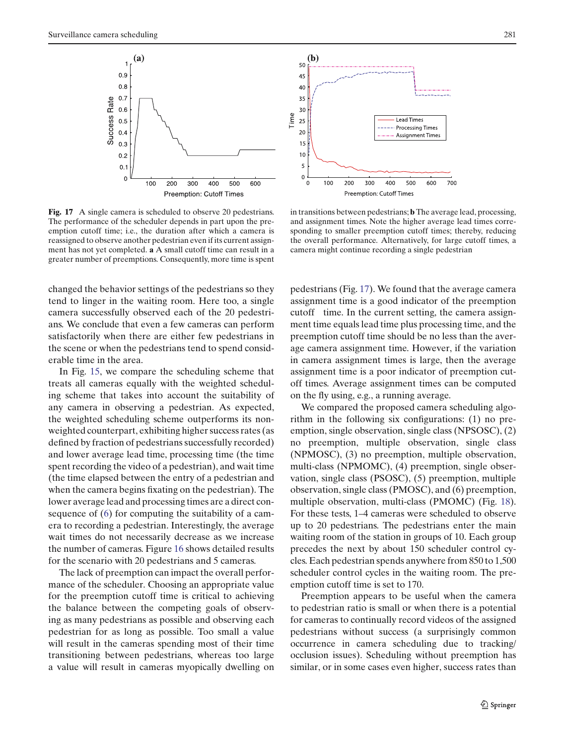Fig. 17 A single camera is scheduled to observe 20 pedestrians. The performance of the scheduler depends in part upon the preemption cutoff time; i.e., the duration after which a camera is reassigned to observe another pedestrian even if its current assignment has not yet completed. **a** A small cutoff time can result in a greater number of preemptions. Consequently, more time is spent in transitions between pedestrians; **b** The average lead, processing, and assignment times. Note the higher average lead times corresponding to smaller preemption cutoff times; thereby, reducing the overall performance. Alternatively, for large cutoff times, a camera might continue recording a single pedestrian

changed the behavior settings of the pedestrians so they tend to linger in the waiting room. Here too, a single camera successfully observed each of the 20 pedestrians. We conclude that even a few cameras can perform satisfactorily when there are either few pedestrians in the scene or when the pedestrians tend to spend considerable time in the area.

In Fig. 15, we compare the scheduling scheme that treats all cameras equally with the weighted scheduling scheme that takes into account the suitability of any camera in observing a pedestrian. As expected, the weighted scheduling scheme outperforms its non-weighted counterpart, exhibiting higher success rates (as defined by fraction of pedestrians successfully recorded) and lower average lead time, processing time (the time spent recording the video of a pedestrian), and wait time (the time elapsed between the entry of a pedestrian and when the camera begins fixating on the pedestrian). The lower average lead and processing times are a direct consequence of (6) for computing the suitability of a camera to recording a pedestrian. Interestingly, the average wait times do not necessarily decrease as we increase the number of cameras. Figure 16 shows detailed results for the scenario with 20 pedestrians and 5 cameras.

The lack of preemption can impact the overall performance of the scheduler. Choosing an appropriate value for the preemption cutoff time is critical to achieving the balance between the competing goals of observing as many pedestrians as possible and observing each pedestrian for as long as possible. Too small a value will result in the cameras spending most of their time transitioning between pedestrians, whereas too large a value will result in cameras myopically dwelling on pedestrians (Fig. 17). We found that the average camera assignment time is a good indicator of the preemption cutoff time. In the current setting, the camera assignment time equals lead time plus processing time, and the preemption cutoff time should be no less than the average camera assignment time. However, if the variation in camera assignment times is large, then the average assignment time is a poor indicator of preemption cutoff times. Average assignment times can be computed on the fly using, e.g., a running average.

We compared the proposed camera scheduling algorithm in the following six configurations: (1) no preemption, single observation, single class (NPSOSC), (2) no preemption, multiple observation, single class (NPMOSC), (3) no preemption, multiple observation, multi-class (NPMOMC), (4) preemption, single observation, single class (PSOSC), (5) preemption, multiple observation, single class (PMOSC), and (6) preemption, multiple observation, multi-class (PMOMC) (Fig. 18). For these tests, 1–4 cameras were scheduled to observe up to 20 pedestrians. The pedestrians enter the main waiting room of the station in groups of 10. Each group precedes the next by about 150 scheduler control cycles. Each pedestrian spends anywhere from 850 to 1,500 scheduler control cycles in the waiting room. The preemption cutoff time is set to 170.

Preemption appears to be useful when the camera to pedestrian ratio is small or when there is a potential for cameras to continually record videos of the assigned pedestrians without success (a surprisingly common occurrence in camera scheduling due to tracking/occlusion issues). Scheduling without preemption has similar, or in some cases even higher, success rates than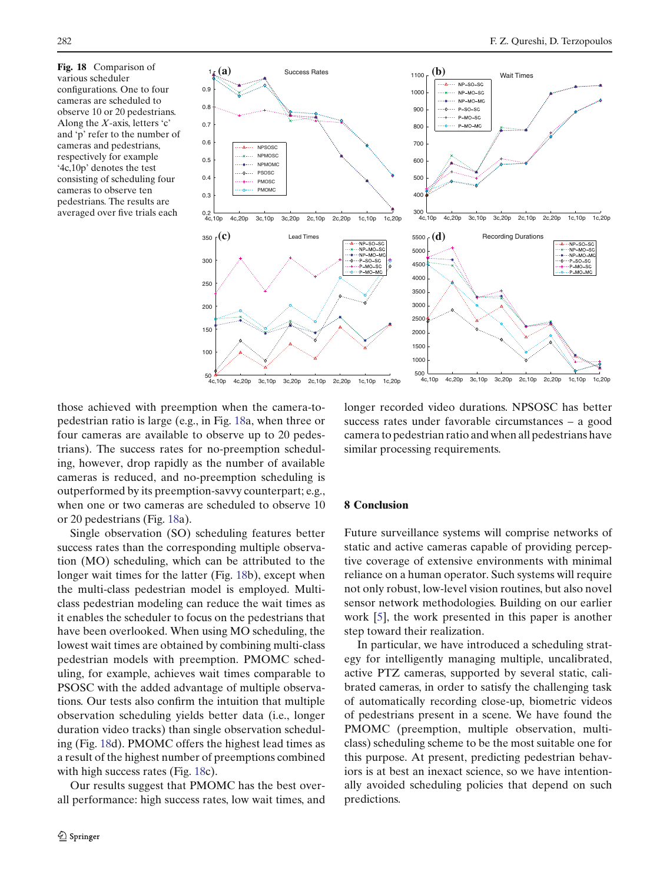**Fig. 18** Comparison of various scheduler configurations. One to four cameras are scheduled to observe 10 or 20 pedestrians. Along the $X$-axis, letters 'c' and 'p' refer to the number of cameras and pedestrians, respectively for example '4c,10p' denotes the test consisting of scheduling four cameras to observe ten pedestrians. The results are averaged over five trials each

those achieved with preemption when the camera-to-pedestrian ratio is large (e.g., in Fig. 18a, when three or four cameras are available to observe up to 20 pedestrians). The success rates for no-preemption scheduling, however, drop rapidly as the number of available cameras is reduced, and no-preemption scheduling is outperformed by its preemption-savvy counterpart; e.g., when one or two cameras are scheduled to observe 10 or 20 pedestrians (Fig. 18a).

Single observation (SO) scheduling features better success rates than the corresponding multiple observation (MO) scheduling, which can be attributed to the longer wait times for the latter (Fig. 18b), except when the multi-class pedestrian model is employed. Multi-class pedestrian modeling can reduce the wait times as it enables the scheduler to focus on the pedestrians that have been overlooked. When using MO scheduling, the lowest wait times are obtained by combining multi-class pedestrian models with preemption. PMOMC scheduling, for example, achieves wait times comparable to PSOSC with the added advantage of multiple observations. Our tests also confirm the intuition that multiple observation scheduling yields better data (i.e., longer duration video tracks) than single observation scheduling (Fig. 18d). PMOMC offers the highest lead times as a result of the highest number of preemptions combined with high success rates (Fig. 18c).

Our results suggest that PMOMC has the best overall performance: high success rates, low wait times, and longer recorded video durations. NPSOSC has better success rates under favorable circumstances – a good camera to pedestrian ratio and when all pedestrians have similar processing requirements.

## 8 Conclusion

Future surveillance systems will comprise networks of static and active cameras capable of providing perceptive coverage of extensive environments with minimal reliance on a human operator. Such systems will require not only robust, low-level vision routines, but also novel sensor network methodologies. Building on our earlier work [5], the work presented in this paper is another step toward their realization.

In particular, we have introduced a scheduling strategy for intelligently managing multiple, uncalibrated, active PTZ cameras, supported by several static, calibrated cameras, in order to satisfy the challenging task of automatically recording close-up, biometric videos of pedestrians present in a scene. We have found the PMOMC (preemption, multiple observation, multi-class) scheduling scheme to be the most suitable one for this purpose. At present, predicting pedestrian behaviors is at best an inexact science, so we have intentionally avoided scheduling policies that depend on such predictions.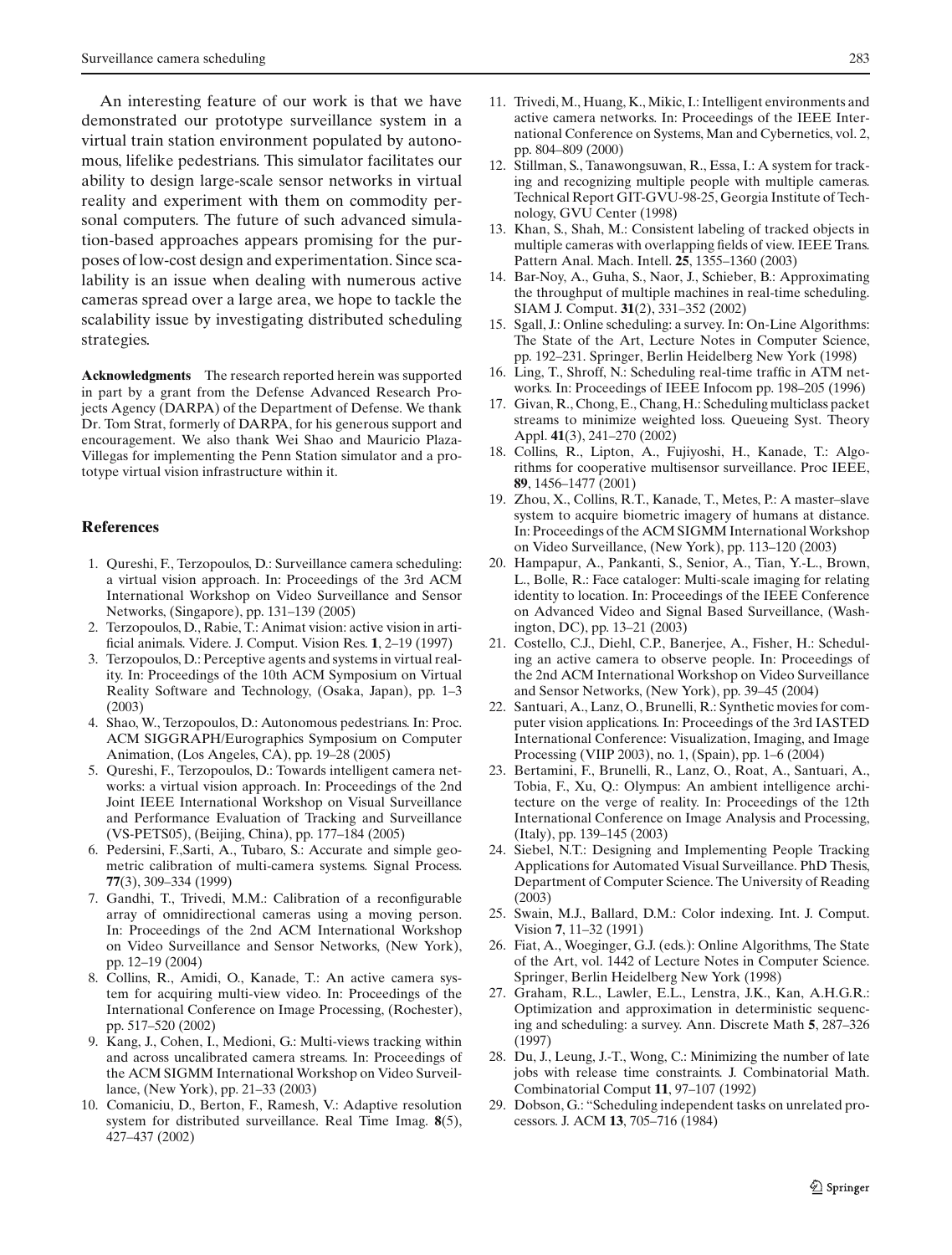An interesting feature of our work is that we have demonstrated our prototype surveillance system in a virtual train station environment populated by autonomous, lifelike pedestrians. This simulator facilitates our ability to design large-scale sensor networks in virtual reality and experiment with them on commodity personal computers. The future of such advanced simulation-based approaches appears promising for the purposes of low-cost design and experimentation. Since scalability is an issue when dealing with numerous active cameras spread over a large area, we hope to tackle the scalability issue by investigating distributed scheduling strategies.

**Acknowledgments** The research reported herein was supported in part by a grant from the Defense Advanced Research Projects Agency (DARPA) of the Department of Defense. We thank Dr. Tom Strat, formerly of DARPA, for his generous support and encouragement. We also thank Wei Shao and Mauricio Plaza-Villegas for implementing the Penn Station simulator and a prototype virtual vision infrastructure within it.

## References

1. Qureshi, F., Terzopoulos, D.: Surveillance camera scheduling: a virtual vision approach. In: Proceedings of the 3rd ACM International Workshop on Video Surveillance and Sensor Networks, (Singapore), pp. 131–139 (2005)
2. Terzopoulos, D., Rabie, T.: Animat vision: active vision in artificial animals. Videre. J. Comput. Vision Res. **1**, 2–19 (1997)
3. Terzopoulos, D.: Perceptive agents and systems in virtual reality. In: Proceedings of the 10th ACM Symposium on Virtual Reality Software and Technology, (Osaka, Japan), pp. 1–3 (2003)
4. Shao, W., Terzopoulos, D.: Autonomous pedestrians. In: Proc. ACM SIGGRAPH/Eurographics Symposium on Computer Animation, (Los Angeles, CA), pp. 19–28 (2005)
5. Qureshi, F., Terzopoulos, D.: Towards intelligent camera networks: a virtual vision approach. In: Proceedings of the 2nd Joint IEEE International Workshop on Visual Surveillance and Performance Evaluation of Tracking and Surveillance (VS-PETS05), (Beijing, China), pp. 177–184 (2005)
6. Pedersini, F.,Sarti, A., Tubaro, S.: Accurate and simple geometric calibration of multi-camera systems. Signal Process. **77**(3), 309–334 (1999)
7. Gandhi, T., Trivedi, M.M.: Calibration of a reconfigurable array of omnidirectional cameras using a moving person. In: Proceedings of the 2nd ACM International Workshop on Video Surveillance and Sensor Networks, (New York), pp. 12–19 (2004)
8. Collins, R., Amidi, O., Kanade, T.: An active camera system for acquiring multi-view video. In: Proceedings of the International Conference on Image Processing, (Rochester), pp. 517–520 (2002)
9. Kang, J., Cohen, I., Medioni, G.: Multi-views tracking within and across uncalibrated camera streams. In: Proceedings of the ACM SIGMM International Workshop on Video Surveillance, (New York), pp. 21–33 (2003)
10. Comaniciu, D., Berton, F., Ramesh, V.: Adaptive resolution system for distributed surveillance. Real Time Imag. **8**(5), 427–437 (2002)
11. Trivedi, M., Huang, K., Mikic, I.: Intelligent environments and active camera networks. In: Proceedings of the IEEE International Conference on Systems, Man and Cybernetics, vol. 2, pp. 804–809 (2000)
12. Stillman, S., Tanawongsuwan, R., Essa, I.: A system for tracking and recognizing multiple people with multiple cameras. Technical Report GIT-GVU-98-25, Georgia Institute of Technology, GVU Center (1998)
13. Khan, S., Shah, M.: Consistent labeling of tracked objects in multiple cameras with overlapping fields of view. IEEE Trans. Pattern Anal. Mach. Intell. **25**, 1355–1360 (2003)
14. Bar-Noy, A., Guha, S., Naor, J., Schieber, B.: Approximating the throughput of multiple machines in real-time scheduling. SIAM J. Comput. **31**(2), 331–352 (2002)
15. Sgall, J.: Online scheduling: a survey. In: On-Line Algorithms: The State of the Art, Lecture Notes in Computer Science, pp. 192–231. Springer, Berlin Heidelberg New York (1998)
16. Ling, T., Shroff, N.: Scheduling real-time traffic in ATM networks. In: Proceedings of IEEE Infocom pp. 198–205 (1996)
17. Givan, R., Chong, E., Chang, H.: Scheduling multiclass packet streams to minimize weighted loss. Queueing Syst. Theory Appl. **41**(3), 241–270 (2002)
18. Collins, R., Lipton, A., Fujiyoshi, H., Kanade, T.: Algorithms for cooperative multisensor surveillance. Proc IEEE, **89**, 1456–1477 (2001)
19. Zhou, X., Collins, R.T., Kanade, T., Metes, P.: A master–slave system to acquire biometric imagery of humans at distance. In: Proceedings of the ACM SIGMM International Workshop on Video Surveillance, (New York), pp. 113–120 (2003)
20. Hampapur, A., Pankanti, S., Senior, A., Tian, Y.-L., Brown, L., Bolle, R.: Face cataloger: Multi-scale imaging for relating identity to location. In: Proceedings of the IEEE Conference on Advanced Video and Signal Based Surveillance, (Washington, DC), pp. 13–21 (2003)
21. Costello, C.J., Diehl, C.P., Banerjee, A., Fisher, H.: Scheduling an active camera to observe people. In: Proceedings of the 2nd ACM International Workshop on Video Surveillance and Sensor Networks, (New York), pp. 39–45 (2004)
22. Santuari, A., Lanz, O., Brunelli, R.: Synthetic movies for computer vision applications. In: Proceedings of the 3rd IASTED International Conference: Visualization, Imaging, and Image Processing (VIIP 2003), no. 1, (Spain), pp. 1–6 (2004)
23. Bertamini, F., Brunelli, R., Lanz, O., Roat, A., Santuari, A., Tobia, F., Xu, Q.: Olympus: An ambient intelligence architecture on the verge of reality. In: Proceedings of the 12th International Conference on Image Analysis and Processing, (Italy), pp. 139–145 (2003)
24. Siebel, N.T.: Designing and Implementing People Tracking Applications for Automated Visual Surveillance. PhD Thesis, Department of Computer Science. The University of Reading (2003)
25. Swain, M.J., Ballard, D.M.: Color indexing. Int. J. Comput. Vision **7**, 11–32 (1991)
26. Fiat, A., Woeginger, G.J. (eds.): Online Algorithms, The State of the Art, vol. 1442 of Lecture Notes in Computer Science. Springer, Berlin Heidelberg New York (1998)
27. Graham, R.L., Lawler, E.L., Lenstra, J.K., Kan, A.H.G.R.: Optimization and approximation in deterministic sequencing and scheduling: a survey. Ann. Discrete Math **5**, 287–326 (1997)
28. Du, J., Leung, J.-T., Wong, C.: Minimizing the number of late jobs with release time constraints. J. Combinatorial Math. Combinatorial Comput **11**, 97–107 (1992)
29. Dobson, G.: "Scheduling independent tasks on unrelated processors. J. ACM **13**, 705–716 (1984)